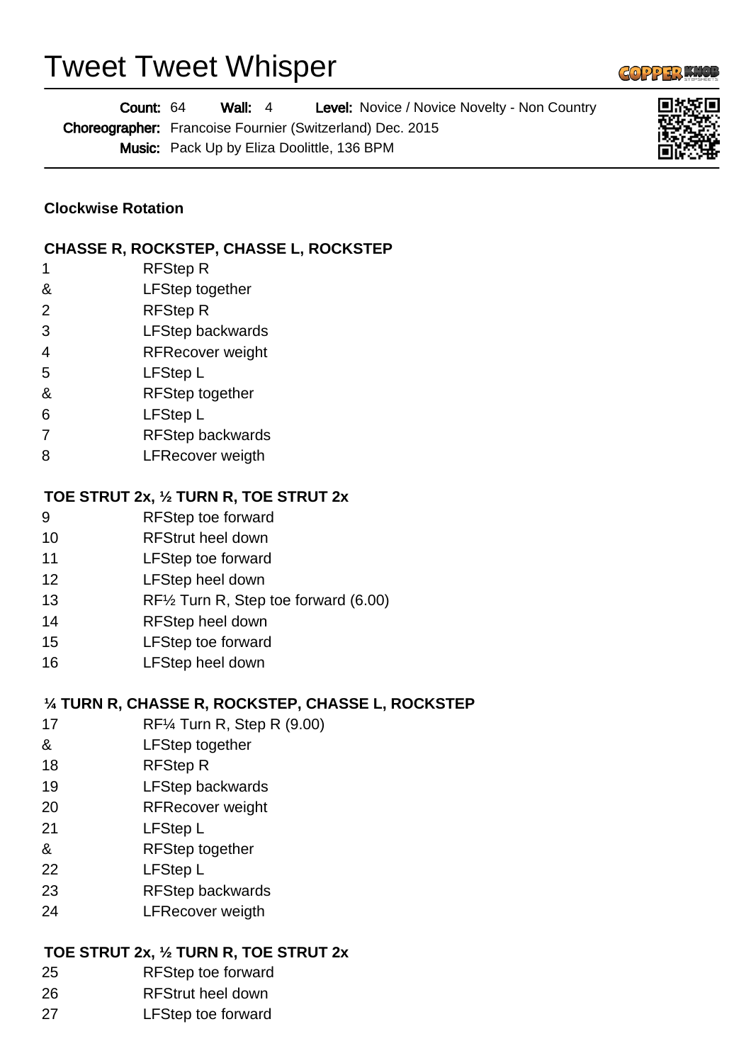# Tweet Tweet Whisper

**Count:** 64 **Wall:** 4 **Level:** Novice / Novice Novelty - Non Country
**Choreographer:** Francoise Fournier (Switzerland) Dec. 2015
**Music:** Pack Up by Eliza Doolittle, 136 BPM

**Clockwise Rotation**

**CHASSE R, ROCKSTEP, CHASSE L, ROCKSTEP**

| | |
|---|---|
| 1 | RFStep R |
| & | LFStep together |
| 2 | RFStep R |
| 3 | LFStep backwards |
| 4 | RFRecover weight |
| 5 | LFStep L |
| & | RFStep together |
| 6 | LFStep L |
| 7 | RFStep backwards |
| 8 | LFRecover weigth |

**TOE STRUT 2x, ½ TURN R, TOE STRUT 2x**

| | |
|---|---|
| 9 | RFStep toe forward |
| 10 | RFStrut heel down |
| 11 | LFStep toe forward |
| 12 | LFStep heel down |
| 13 | RF½ Turn R, Step toe forward (6.00) |
| 14 | RFStep heel down |
| 15 | LFStep toe forward |
| 16 | LFStep heel down |

**¼ TURN R, CHASSE R, ROCKSTEP, CHASSE L, ROCKSTEP**

| | |
|---|---|
| 17 | RF¼ Turn R, Step R (9.00) |
| & | LFStep together |
| 18 | RFStep R |
| 19 | LFStep backwards |
| 20 | RFRecover weight |
| 21 | LFStep L |
| & | RFStep together |
| 22 | LFStep L |
| 23 | RFStep backwards |
| 24 | LFRecover weigth |

**TOE STRUT 2x, ½ TURN R, TOE STRUT 2x**

| | |
|---|---|
| 25 | RFStep toe forward |
| 26 | RFStrut heel down |
| 27 | LFStep toe forward |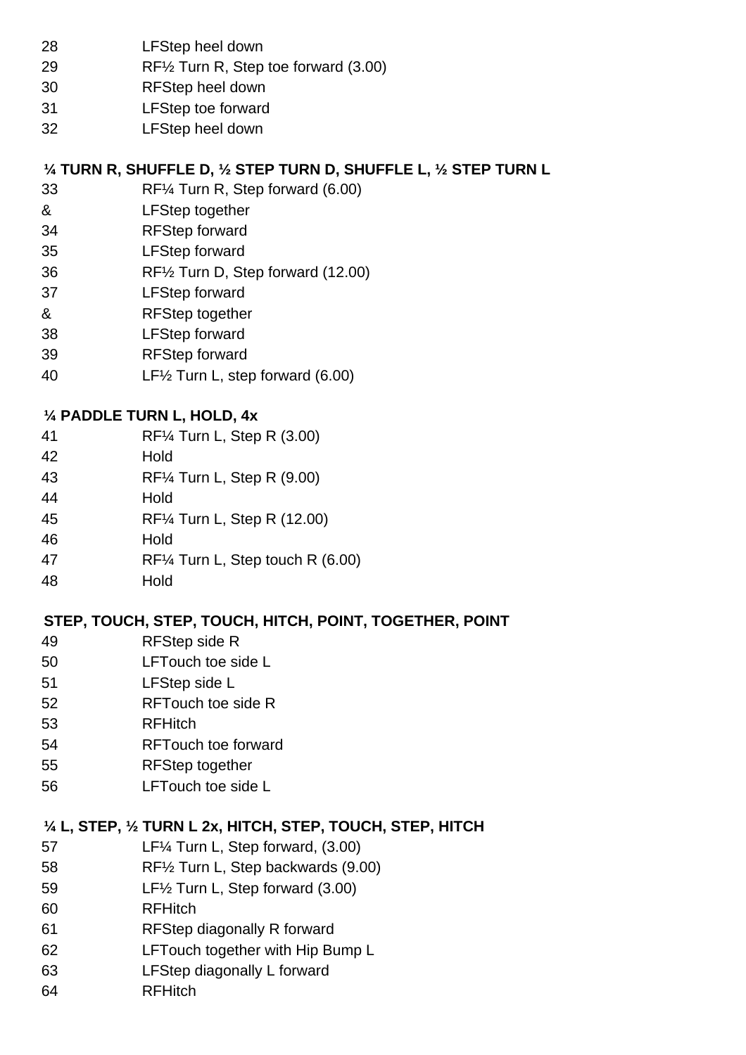| | |
|---|---|
| 28 | LFStep heel down |
| 29 | RF½ Turn R, Step toe forward (3.00) |
| 30 | RFStep heel down |
| 31 | LFStep toe forward |
| 32 | LFStep heel down |

**¼ TURN R, SHUFFLE D, ½ STEP TURN D, SHUFFLE L, ½ STEP TURN L**

| | |
|---|---|
| 33 | RF¼ Turn R, Step forward (6.00) |
| & | LFStep together |
| 34 | RFStep forward |
| 35 | LFStep forward |
| 36 | RF½ Turn D, Step forward (12.00) |
| 37 | LFStep forward |
| & | RFStep together |
| 38 | LFStep forward |
| 39 | RFStep forward |
| 40 | LF½ Turn L, step forward (6.00) |

**¼ PADDLE TURN L, HOLD, 4x**

| | |
|---|---|
| 41 | RF¼ Turn L, Step R (3.00) |
| 42 | Hold |
| 43 | RF¼ Turn L, Step R (9.00) |
| 44 | Hold |
| 45 | RF¼ Turn L, Step R (12.00) |
| 46 | Hold |
| 47 | RF¼ Turn L, Step touch R (6.00) |
| 48 | Hold |

**STEP, TOUCH, STEP, TOUCH, HITCH, POINT, TOGETHER, POINT**

| | |
|---|---|
| 49 | RFStep side R |
| 50 | LFTouch toe side L |
| 51 | LFStep side L |
| 52 | RFTouch toe side R |
| 53 | RFHitch |
| 54 | RFTouch toe forward |
| 55 | RFStep together |
| 56 | LFTouch toe side L |

**¼ L, STEP, ½ TURN L 2x, HITCH, STEP, TOUCH, STEP, HITCH**

| | |
|---|---|
| 57 | LF¼ Turn L, Step forward, (3.00) |
| 58 | RF½ Turn L, Step backwards (9.00) |
| 59 | LF½ Turn L, Step forward (3.00) |
| 60 | RFHitch |
| 61 | RFStep diagonally R forward |
| 62 | LFTouch together with Hip Bump L |
| 63 | LFStep diagonally L forward |
| 64 | RFHitch |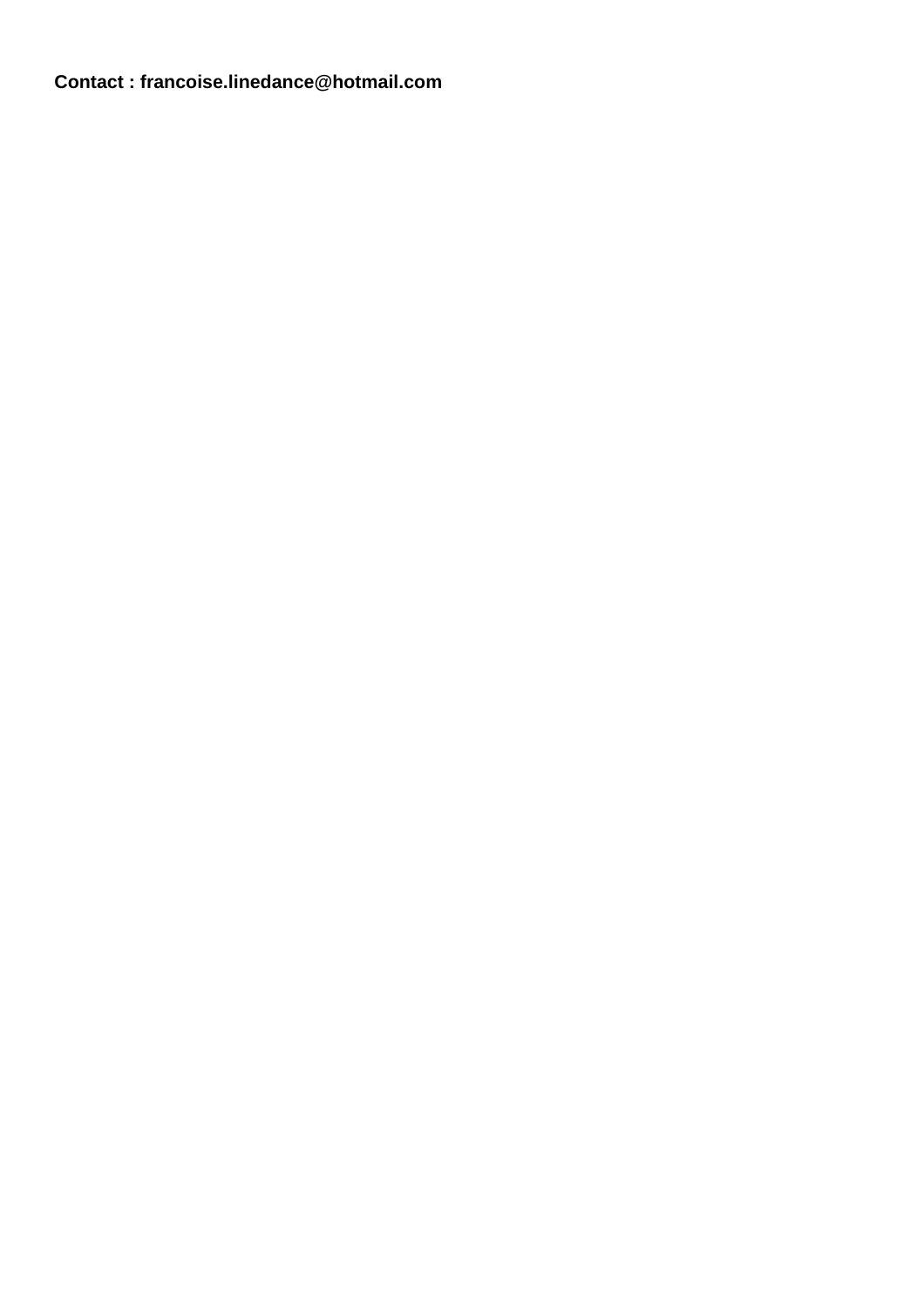**Contact : francoise.linedance@hotmail.com**